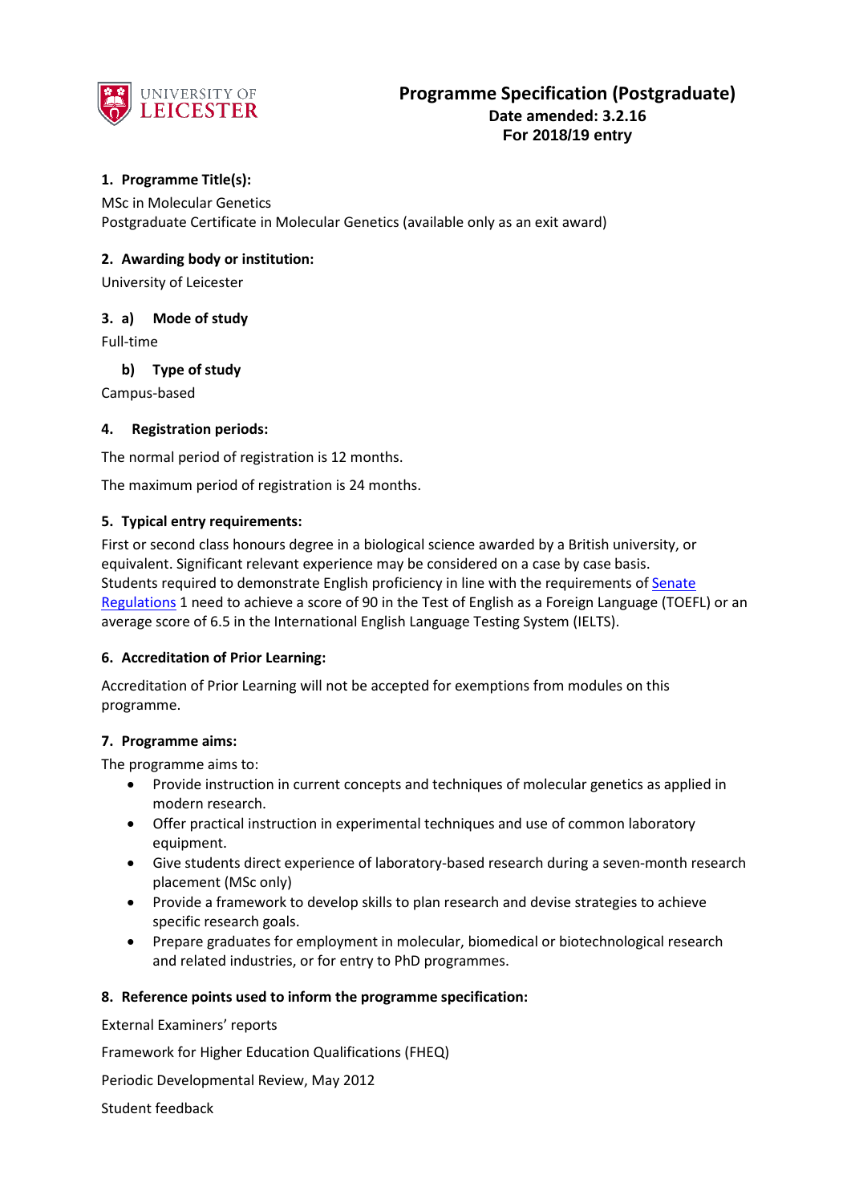# Programme Specification (Postgraduate)

**Date amended: 3.2.16**
**For 2018/19 entry**

## 1. Programme Title(s):

MSc in Molecular Genetics
Postgraduate Certificate in Molecular Genetics (available only as an exit award)

## 2. Awarding body or institution:

University of Leicester

## 3. a) Mode of study

Full-time

### b) Type of study

Campus-based

## 4. Registration periods:

The normal period of registration is 12 months.

The maximum period of registration is 24 months.

## 5. Typical entry requirements:

First or second class honours degree in a biological science awarded by a British university, or equivalent. Significant relevant experience may be considered on a case by case basis.
Students required to demonstrate English proficiency in line with the requirements of Senate Regulations 1 need to achieve a score of 90 in the Test of English as a Foreign Language (TOEFL) or an average score of 6.5 in the International English Language Testing System (IELTS).

## 6. Accreditation of Prior Learning:

Accreditation of Prior Learning will not be accepted for exemptions from modules on this programme.

## 7. Programme aims:

The programme aims to:

- Provide instruction in current concepts and techniques of molecular genetics as applied in modern research.
- Offer practical instruction in experimental techniques and use of common laboratory equipment.
- Give students direct experience of laboratory-based research during a seven-month research placement (MSc only)
- Provide a framework to develop skills to plan research and devise strategies to achieve specific research goals.
- Prepare graduates for employment in molecular, biomedical or biotechnological research and related industries, or for entry to PhD programmes.

## 8. Reference points used to inform the programme specification:

External Examiners' reports

Framework for Higher Education Qualifications (FHEQ)

Periodic Developmental Review, May 2012

Student feedback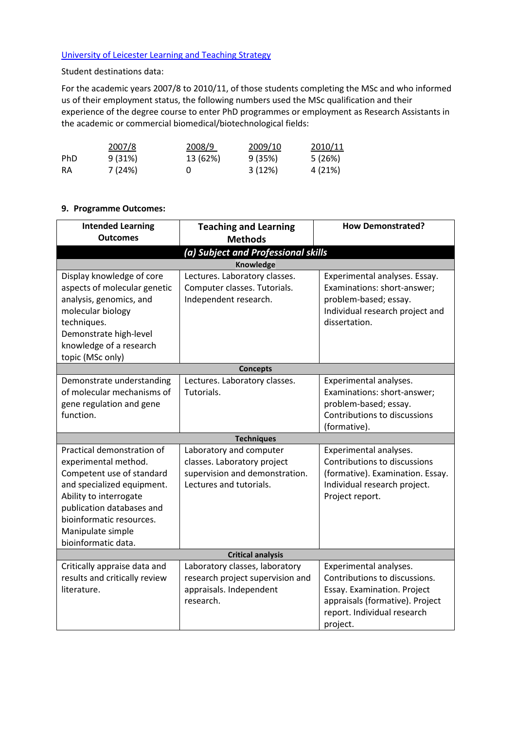University of Leicester Learning and Teaching Strategy

Student destinations data:

For the academic years 2007/8 to 2010/11, of those students completing the MSc and who informed us of their employment status, the following numbers used the MSc qualification and their experience of the degree course to enter PhD programmes or employment as Research Assistants in the academic or commercial biomedical/biotechnological fields:

| | 2007/8 | 2008/9 | 2009/10 | 2010/11 |
|---|---|---|---|---|
| PhD | 9 (31%) | 13 (62%) | 9 (35%) | 5 (26%) |
| RA | 7 (24%) | 0 | 3 (12%) | 4 (21%) |

**9. Programme Outcomes:**

| Intended Learning Outcomes | Teaching and Learning Methods | How Demonstrated? |
|---|---|---|
| ***(a) Subject and Professional skills*** | | |
| **Knowledge** | | |
| Display knowledge of core aspects of molecular genetic analysis, genomics, and molecular biology techniques. Demonstrate high-level knowledge of a research topic (MSc only) | Lectures. Laboratory classes. Computer classes. Tutorials. Independent research. | Experimental analyses. Essay. Examinations: short-answer; problem-based; essay. Individual research project and dissertation. |
| **Concepts** | | |
| Demonstrate understanding of molecular mechanisms of gene regulation and gene function. | Lectures. Laboratory classes. Tutorials. | Experimental analyses. Examinations: short-answer; problem-based; essay. Contributions to discussions (formative). |
| **Techniques** | | |
| Practical demonstration of experimental method. Competent use of standard and specialized equipment. Ability to interrogate publication databases and bioinformatic resources. Manipulate simple bioinformatic data. | Laboratory and computer classes. Laboratory project supervision and demonstration. Lectures and tutorials. | Experimental analyses. Contributions to discussions (formative). Examination. Essay. Individual research project. Project report. |
| **Critical analysis** | | |
| Critically appraise data and results and critically review literature. | Laboratory classes, laboratory research project supervision and appraisals. Independent research. | Experimental analyses. Contributions to discussions. Essay. Examination. Project appraisals (formative). Project report. Individual research project. |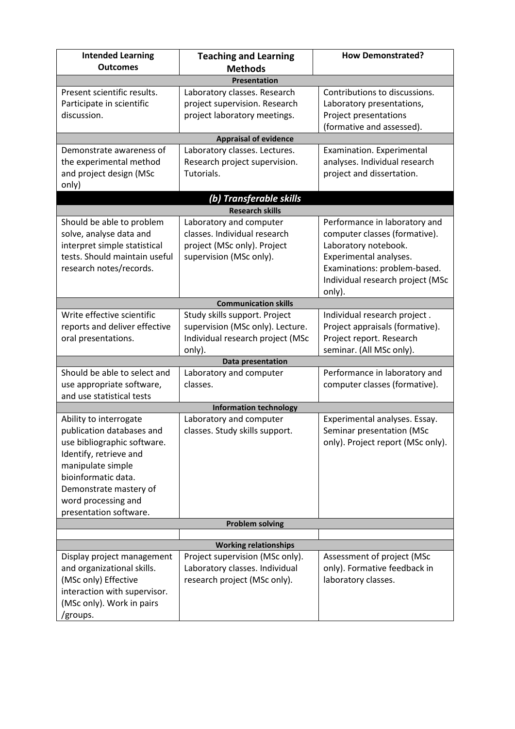| Intended Learning Outcomes | Teaching and Learning Methods | How Demonstrated? |
|---|---|---|
| **Presentation** | | |
| Present scientific results. Participate in scientific discussion. | Laboratory classes. Research project supervision. Research project laboratory meetings. | Contributions to discussions. Laboratory presentations, Project presentations (formative and assessed). |
| **Appraisal of evidence** | | |
| Demonstrate awareness of the experimental method and project design (MSc only) | Laboratory classes. Lectures. Research project supervision. Tutorials. | Examination. Experimental analyses. Individual research project and dissertation. |
| ***(b) Transferable skills*** | | |
| **Research skills** | | |
| Should be able to problem solve, analyse data and interpret simple statistical tests. Should maintain useful research notes/records. | Laboratory and computer classes. Individual research project (MSc only). Project supervision (MSc only). | Performance in laboratory and computer classes (formative). Laboratory notebook. Experimental analyses. Examinations: problem-based. Individual research project (MSc only). |
| **Communication skills** | | |
| Write effective scientific reports and deliver effective oral presentations. | Study skills support. Project supervision (MSc only). Lecture. Individual research project (MSc only). | Individual research project . Project appraisals (formative). Project report. Research seminar. (All MSc only). |
| **Data presentation** | | |
| Should be able to select and use appropriate software, and use statistical tests | Laboratory and computer classes. | Performance in laboratory and computer classes (formative). |
| **Information technology** | | |
| Ability to interrogate publication databases and use bibliographic software. Identify, retrieve and manipulate simple bioinformatic data. Demonstrate mastery of word processing and presentation software. | Laboratory and computer classes. Study skills support. | Experimental analyses. Essay. Seminar presentation (MSc only). Project report (MSc only). |
| **Problem solving** | | |
| | | |
| **Working relationships** | | |
| Display project management and organizational skills. (MSc only) Effective interaction with supervisor. (MSc only). Work in pairs /groups. | Project supervision (MSc only). Laboratory classes. Individual research project (MSc only). | Assessment of project (MSc only). Formative feedback in laboratory classes. |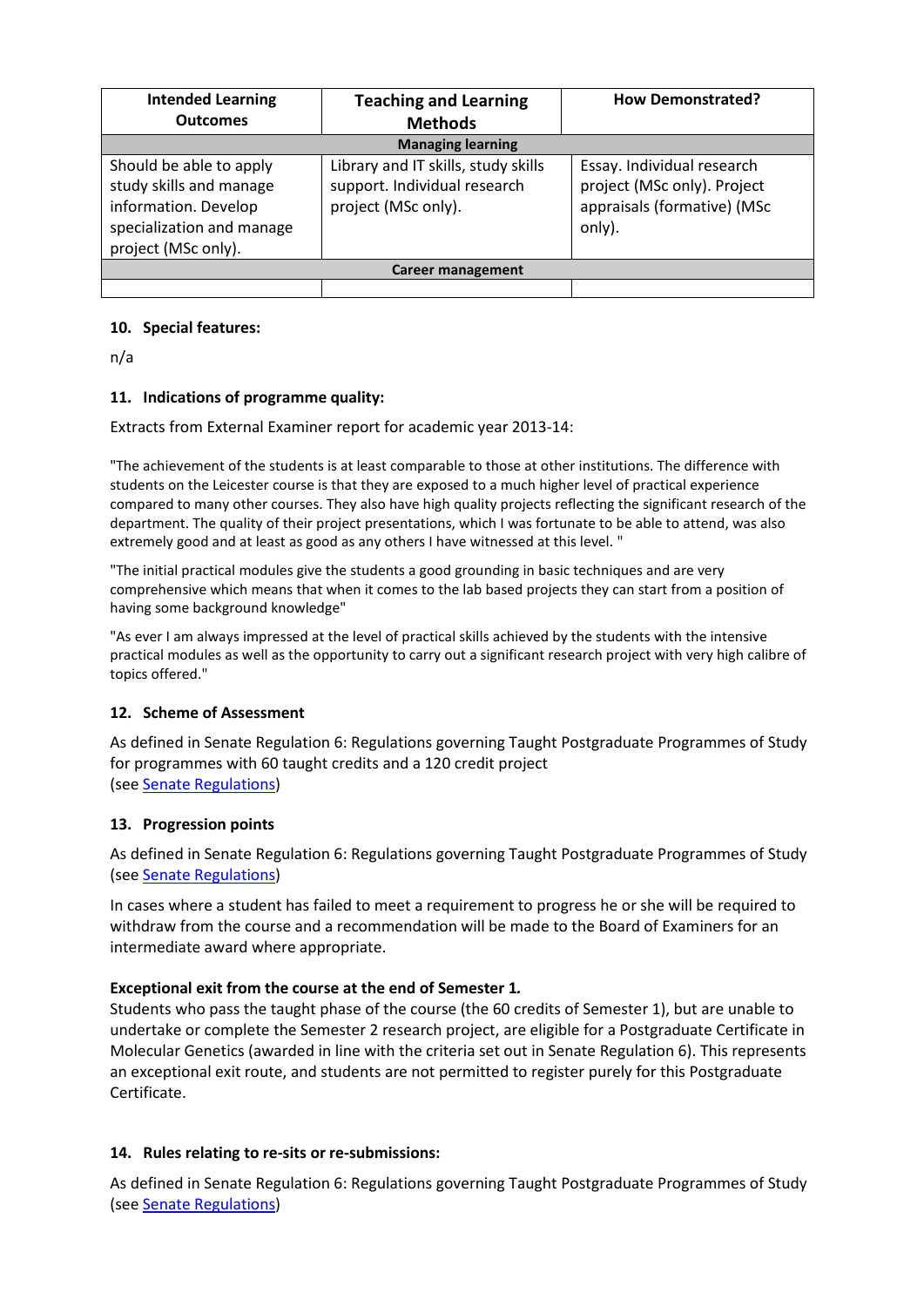| Intended Learning Outcomes | Teaching and Learning Methods | How Demonstrated? |
|---|---|---|
| **Managing learning** | | |
| Should be able to apply study skills and manage information. Develop specialization and manage project (MSc only). | Library and IT skills, study skills support. Individual research project (MSc only). | Essay. Individual research project (MSc only). Project appraisals (formative) (MSc only). |
| **Career management** | | |
| | | |

#### 10. Special features:

n/a

#### 11. Indications of programme quality:

Extracts from External Examiner report for academic year 2013-14:

"The achievement of the students is at least comparable to those at other institutions. The difference with students on the Leicester course is that they are exposed to a much higher level of practical experience compared to many other courses. They also have high quality projects reflecting the significant research of the department. The quality of their project presentations, which I was fortunate to be able to attend, was also extremely good and at least as good as any others I have witnessed at this level. "

"The initial practical modules give the students a good grounding in basic techniques and are very comprehensive which means that when it comes to the lab based projects they can start from a position of having some background knowledge"

"As ever I am always impressed at the level of practical skills achieved by the students with the intensive practical modules as well as the opportunity to carry out a significant research project with very high calibre of topics offered."

#### 12. Scheme of Assessment

As defined in Senate Regulation 6: Regulations governing Taught Postgraduate Programmes of Study for programmes with 60 taught credits and a 120 credit project
(see Senate Regulations)

#### 13. Progression points

As defined in Senate Regulation 6: Regulations governing Taught Postgraduate Programmes of Study (see Senate Regulations)

In cases where a student has failed to meet a requirement to progress he or she will be required to withdraw from the course and a recommendation will be made to the Board of Examiners for an intermediate award where appropriate.

**Exceptional exit from the course at the end of Semester 1.**
Students who pass the taught phase of the course (the 60 credits of Semester 1), but are unable to undertake or complete the Semester 2 research project, are eligible for a Postgraduate Certificate in Molecular Genetics (awarded in line with the criteria set out in Senate Regulation 6). This represents an exceptional exit route, and students are not permitted to register purely for this Postgraduate Certificate.

#### 14. Rules relating to re-sits or re-submissions:

As defined in Senate Regulation 6: Regulations governing Taught Postgraduate Programmes of Study (see Senate Regulations)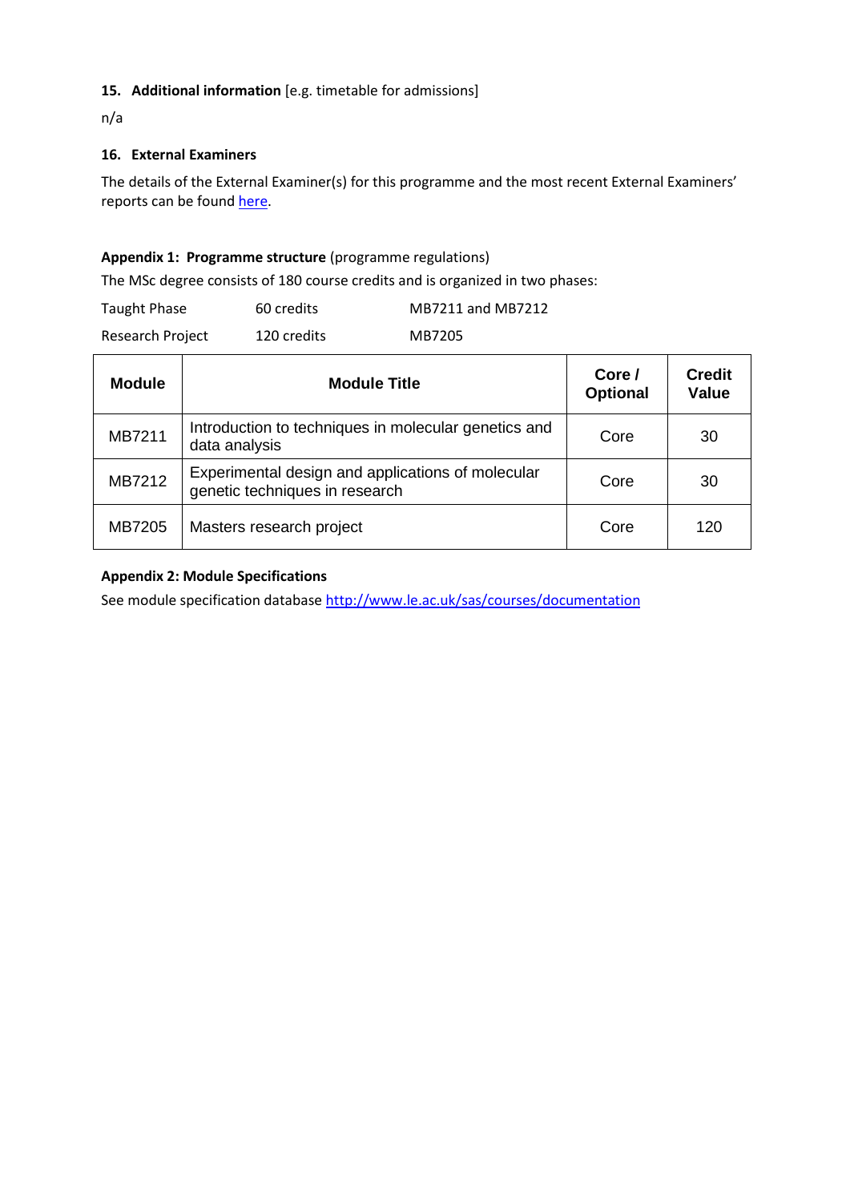### 15. Additional information [e.g. timetable for admissions]

n/a

### 16. External Examiners

The details of the External Examiner(s) for this programme and the most recent External Examiners' reports can be found [here](here).

### Appendix 1: Programme structure (programme regulations)

The MSc degree consists of 180 course credits and is organized in two phases:

| | | |
|---|---|---|
| Taught Phase | 60 credits | MB7211 and MB7212 |
| Research Project | 120 credits | MB7205 |

| Module | Module Title | Core / Optional | Credit Value |
|---|---|---|---|
| MB7211 | Introduction to techniques in molecular genetics and data analysis | Core | 30 |
| MB7212 | Experimental design and applications of molecular genetic techniques in research | Core | 30 |
| MB7205 | Masters research project | Core | 120 |

### Appendix 2: Module Specifications

See module specification database http://www.le.ac.uk/sas/courses/documentation